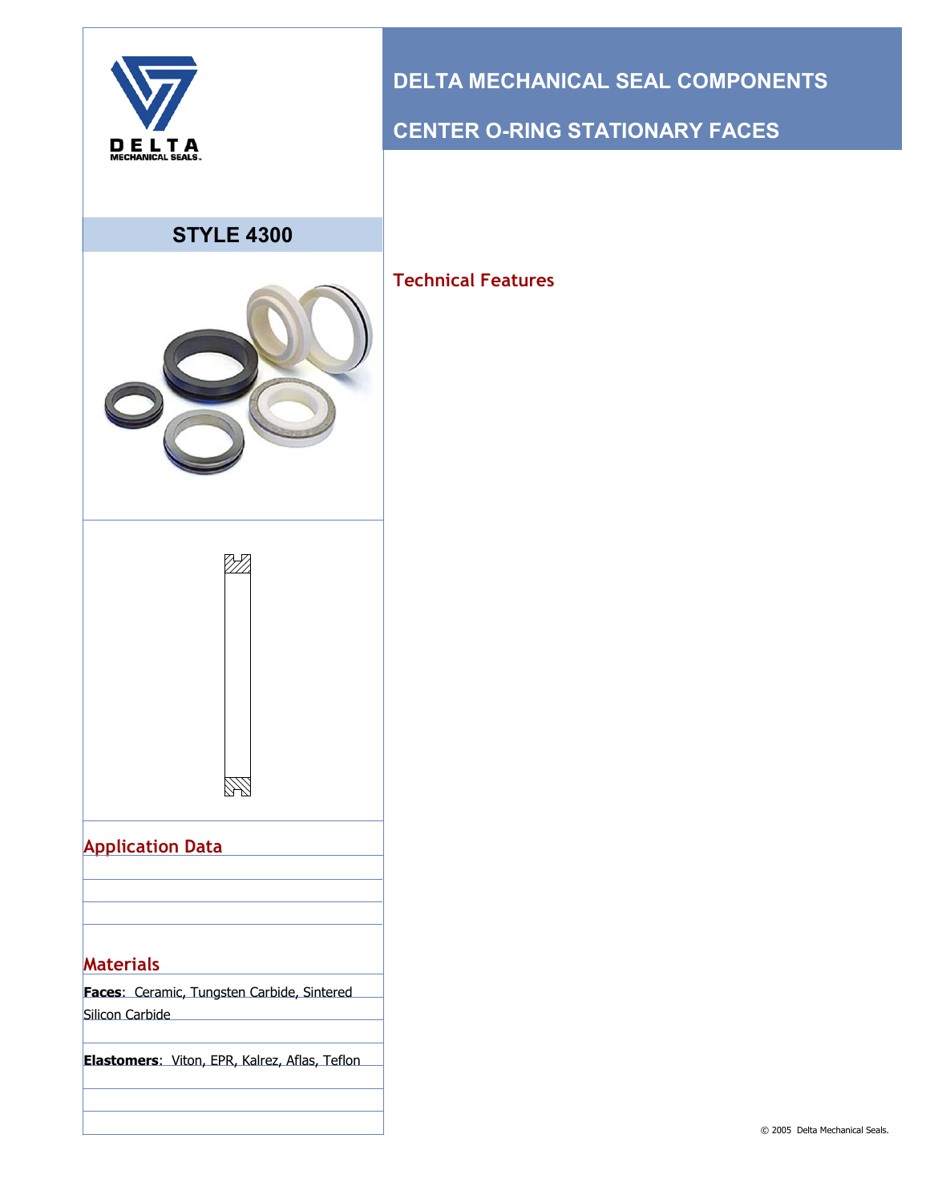# DELTA MECHANICAL SEAL COMPONENTS

# CENTER O-RING STATIONARY FACES

DELTA
MECHANICAL SEALS.

## STYLE 4300

## Technical Features

## Application Data

## Materials

**Faces**: Ceramic, Tungsten Carbide, Sintered Silicon Carbide

**Elastomers**: Viton, EPR, Kalrez, Aflas, Teflon

© 2005 Delta Mechanical Seals.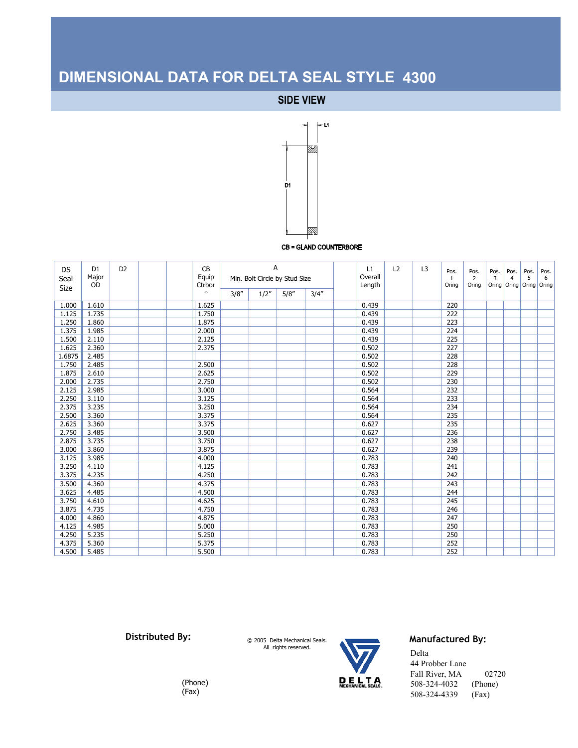# DIMENSIONAL DATA FOR DELTA SEAL STYLE 4300

## SIDE VIEW

L1

D1

CB = GLAND COUNTERBORE

| DS Seal Size | D1 Major OD | D2 | | | CB Equip Ctrbor ~ | A Min. Bolt Circle by Stud Size | | | | | L1 Overall Length | L2 | L3 | Pos. 1 Oring | Pos. 2 Oring | Pos. 3 Oring | Pos. 4 Oring | Pos. 5 Oring | Pos. 6 Oring |
|---|---|---|---|---|---|---|---|---|---|---|---|---|---|---|---|---|---|---|---|
| | | | | | | 3/8" | 1/2" | 5/8" | 3/4" | | | | | | | | | | |
| 1.000 | 1.610 | | | | 1.625 | | | | | | 0.439 | | | 220 | | | | | |
| 1.125 | 1.735 | | | | 1.750 | | | | | | 0.439 | | | 222 | | | | | |
| 1.250 | 1.860 | | | | 1.875 | | | | | | 0.439 | | | 223 | | | | | |
| 1.375 | 1.985 | | | | 2.000 | | | | | | 0.439 | | | 224 | | | | | |
| 1.500 | 2.110 | | | | 2.125 | | | | | | 0.439 | | | 225 | | | | | |
| 1.625 | 2.360 | | | | 2.375 | | | | | | 0.502 | | | 227 | | | | | |
| 1.6875 | 2.485 | | | | | | | | | | 0.502 | | | 228 | | | | | |
| 1.750 | 2.485 | | | | 2.500 | | | | | | 0.502 | | | 228 | | | | | |
| 1.875 | 2.610 | | | | 2.625 | | | | | | 0.502 | | | 229 | | | | | |
| 2.000 | 2.735 | | | | 2.750 | | | | | | 0.502 | | | 230 | | | | | |
| 2.125 | 2.985 | | | | 3.000 | | | | | | 0.564 | | | 232 | | | | | |
| 2.250 | 3.110 | | | | 3.125 | | | | | | 0.564 | | | 233 | | | | | |
| 2.375 | 3.235 | | | | 3.250 | | | | | | 0.564 | | | 234 | | | | | |
| 2.500 | 3.360 | | | | 3.375 | | | | | | 0.564 | | | 235 | | | | | |
| 2.625 | 3.360 | | | | 3.375 | | | | | | 0.627 | | | 235 | | | | | |
| 2.750 | 3.485 | | | | 3.500 | | | | | | 0.627 | | | 236 | | | | | |
| 2.875 | 3.735 | | | | 3.750 | | | | | | 0.627 | | | 238 | | | | | |
| 3.000 | 3.860 | | | | 3.875 | | | | | | 0.627 | | | 239 | | | | | |
| 3.125 | 3.985 | | | | 4.000 | | | | | | 0.783 | | | 240 | | | | | |
| 3.250 | 4.110 | | | | 4.125 | | | | | | 0.783 | | | 241 | | | | | |
| 3.375 | 4.235 | | | | 4.250 | | | | | | 0.783 | | | 242 | | | | | |
| 3.500 | 4.360 | | | | 4.375 | | | | | | 0.783 | | | 243 | | | | | |
| 3.625 | 4.485 | | | | 4.500 | | | | | | 0.783 | | | 244 | | | | | |
| 3.750 | 4.610 | | | | 4.625 | | | | | | 0.783 | | | 245 | | | | | |
| 3.875 | 4.735 | | | | 4.750 | | | | | | 0.783 | | | 246 | | | | | |
| 4.000 | 4.860 | | | | 4.875 | | | | | | 0.783 | | | 247 | | | | | |
| 4.125 | 4.985 | | | | 5.000 | | | | | | 0.783 | | | 250 | | | | | |
| 4.250 | 5.235 | | | | 5.250 | | | | | | 0.783 | | | 250 | | | | | |
| 4.375 | 5.360 | | | | 5.375 | | | | | | 0.783 | | | 252 | | | | | |
| 4.500 | 5.485 | | | | 5.500 | | | | | | 0.783 | | | 252 | | | | | |

**Distributed By:**

(Phone)
(Fax)

© 2005 Delta Mechanical Seals.
All rights reserved.

DELTA
MECHANICAL SEALS.

**Manufactured By:**

Delta
44 Probber Lane
Fall River, MA 02720
508-324-4032 (Phone)
508-324-4339 (Fax)